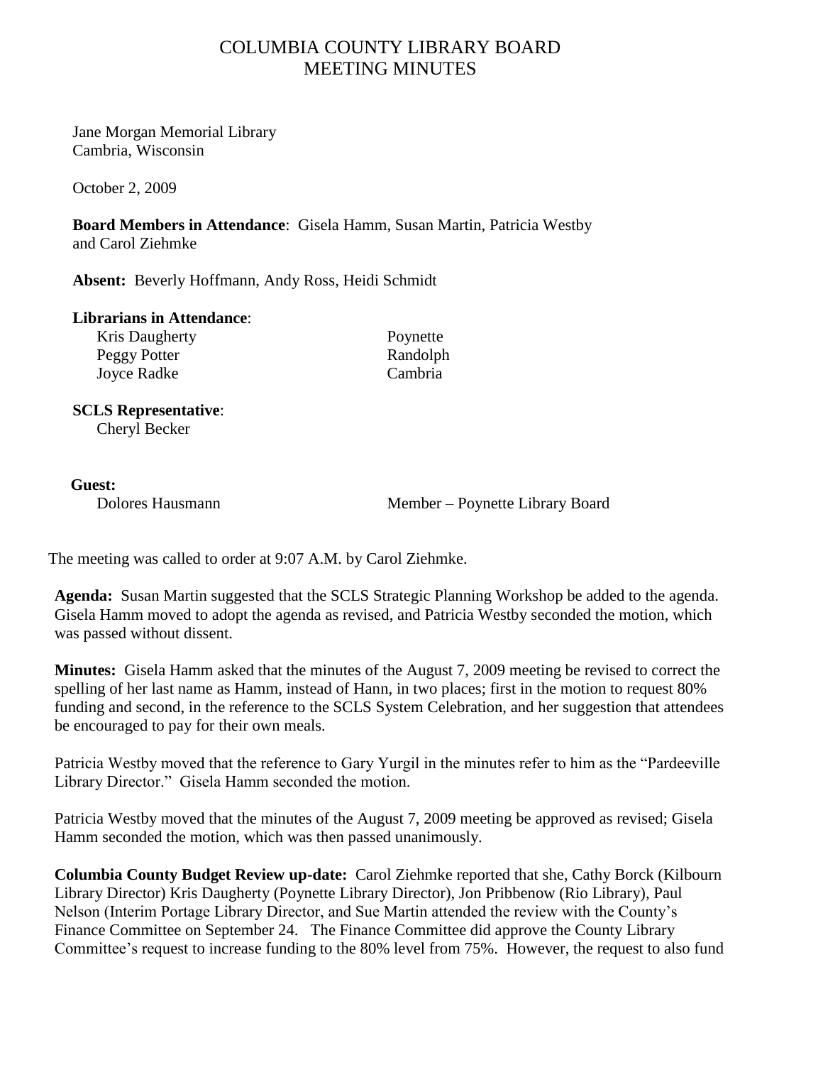# COLUMBIA COUNTY LIBRARY BOARD
# MEETING MINUTES

Jane Morgan Memorial Library
Cambria, Wisconsin

October 2, 2009

**Board Members in Attendance**: Gisela Hamm, Susan Martin, Patricia Westby and Carol Ziehmke

**Absent:** Beverly Hoffmann, Andy Ross, Heidi Schmidt

**Librarians in Attendance**:

| | |
|---|---|
| Kris Daugherty | Poynette |
| Peggy Potter | Randolph |
| Joyce Radke | Cambria |

**SCLS Representative**:
Cheryl Becker

**Guest:**
Dolores Hausmann — Member – Poynette Library Board

The meeting was called to order at 9:07 A.M. by Carol Ziehmke.

**Agenda:** Susan Martin suggested that the SCLS Strategic Planning Workshop be added to the agenda. Gisela Hamm moved to adopt the agenda as revised, and Patricia Westby seconded the motion, which was passed without dissent.

**Minutes:** Gisela Hamm asked that the minutes of the August 7, 2009 meeting be revised to correct the spelling of her last name as Hamm, instead of Hann, in two places; first in the motion to request 80% funding and second, in the reference to the SCLS System Celebration, and her suggestion that attendees be encouraged to pay for their own meals.

Patricia Westby moved that the reference to Gary Yurgil in the minutes refer to him as the "Pardeeville Library Director." Gisela Hamm seconded the motion.

Patricia Westby moved that the minutes of the August 7, 2009 meeting be approved as revised; Gisela Hamm seconded the motion, which was then passed unanimously.

**Columbia County Budget Review up-date:** Carol Ziehmke reported that she, Cathy Borck (Kilbourn Library Director) Kris Daugherty (Poynette Library Director), Jon Pribbenow (Rio Library), Paul Nelson (Interim Portage Library Director, and Sue Martin attended the review with the County's Finance Committee on September 24. The Finance Committee did approve the County Library Committee's request to increase funding to the 80% level from 75%. However, the request to also fund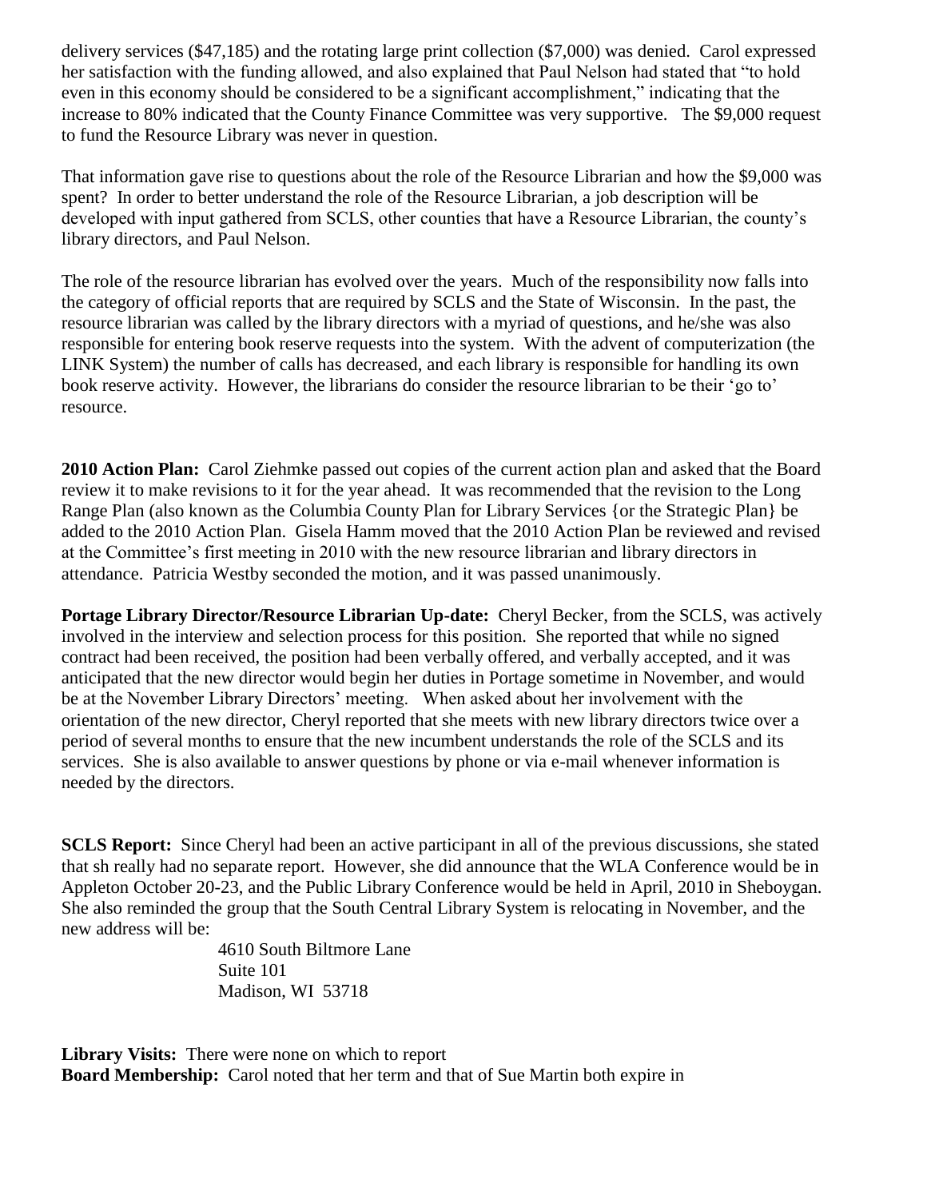delivery services ($47,185) and the rotating large print collection ($7,000) was denied. Carol expressed her satisfaction with the funding allowed, and also explained that Paul Nelson had stated that "to hold even in this economy should be considered to be a significant accomplishment," indicating that the increase to 80% indicated that the County Finance Committee was very supportive. The $9,000 request to fund the Resource Library was never in question.

That information gave rise to questions about the role of the Resource Librarian and how the $9,000 was spent? In order to better understand the role of the Resource Librarian, a job description will be developed with input gathered from SCLS, other counties that have a Resource Librarian, the county's library directors, and Paul Nelson.

The role of the resource librarian has evolved over the years. Much of the responsibility now falls into the category of official reports that are required by SCLS and the State of Wisconsin. In the past, the resource librarian was called by the library directors with a myriad of questions, and he/she was also responsible for entering book reserve requests into the system. With the advent of computerization (the LINK System) the number of calls has decreased, and each library is responsible for handling its own book reserve activity. However, the librarians do consider the resource librarian to be their 'go to' resource.

**2010 Action Plan:** Carol Ziehmke passed out copies of the current action plan and asked that the Board review it to make revisions to it for the year ahead. It was recommended that the revision to the Long Range Plan (also known as the Columbia County Plan for Library Services {or the Strategic Plan} be added to the 2010 Action Plan. Gisela Hamm moved that the 2010 Action Plan be reviewed and revised at the Committee's first meeting in 2010 with the new resource librarian and library directors in attendance. Patricia Westby seconded the motion, and it was passed unanimously.

**Portage Library Director/Resource Librarian Up-date:** Cheryl Becker, from the SCLS, was actively involved in the interview and selection process for this position. She reported that while no signed contract had been received, the position had been verbally offered, and verbally accepted, and it was anticipated that the new director would begin her duties in Portage sometime in November, and would be at the November Library Directors' meeting. When asked about her involvement with the orientation of the new director, Cheryl reported that she meets with new library directors twice over a period of several months to ensure that the new incumbent understands the role of the SCLS and its services. She is also available to answer questions by phone or via e-mail whenever information is needed by the directors.

**SCLS Report:** Since Cheryl had been an active participant in all of the previous discussions, she stated that sh really had no separate report. However, she did announce that the WLA Conference would be in Appleton October 20-23, and the Public Library Conference would be held in April, 2010 in Sheboygan. She also reminded the group that the South Central Library System is relocating in November, and the new address will be:

4610 South Biltmore Lane
Suite 101
Madison, WI 53718

**Library Visits:** There were none on which to report
**Board Membership:** Carol noted that her term and that of Sue Martin both expire in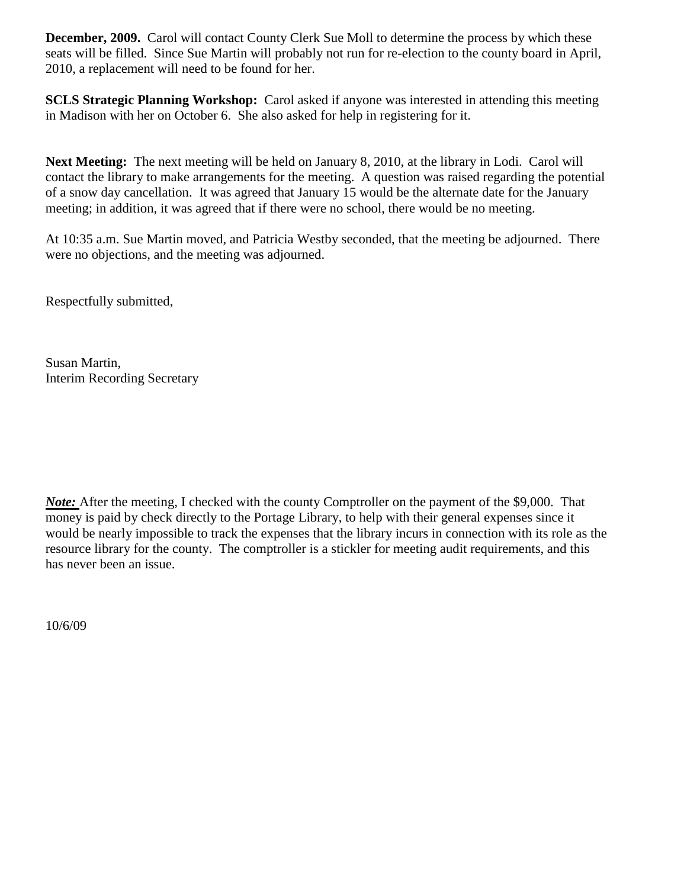**December, 2009.** Carol will contact County Clerk Sue Moll to determine the process by which these seats will be filled. Since Sue Martin will probably not run for re-election to the county board in April, 2010, a replacement will need to be found for her.

**SCLS Strategic Planning Workshop:** Carol asked if anyone was interested in attending this meeting in Madison with her on October 6. She also asked for help in registering for it.

**Next Meeting:** The next meeting will be held on January 8, 2010, at the library in Lodi. Carol will contact the library to make arrangements for the meeting. A question was raised regarding the potential of a snow day cancellation. It was agreed that January 15 would be the alternate date for the January meeting; in addition, it was agreed that if there were no school, there would be no meeting.

At 10:35 a.m. Sue Martin moved, and Patricia Westby seconded, that the meeting be adjourned. There were no objections, and the meeting was adjourned.

Respectfully submitted,

Susan Martin,
Interim Recording Secretary

***Note:*** After the meeting, I checked with the county Comptroller on the payment of the $9,000. That money is paid by check directly to the Portage Library, to help with their general expenses since it would be nearly impossible to track the expenses that the library incurs in connection with its role as the resource library for the county. The comptroller is a stickler for meeting audit requirements, and this has never been an issue.

10/6/09